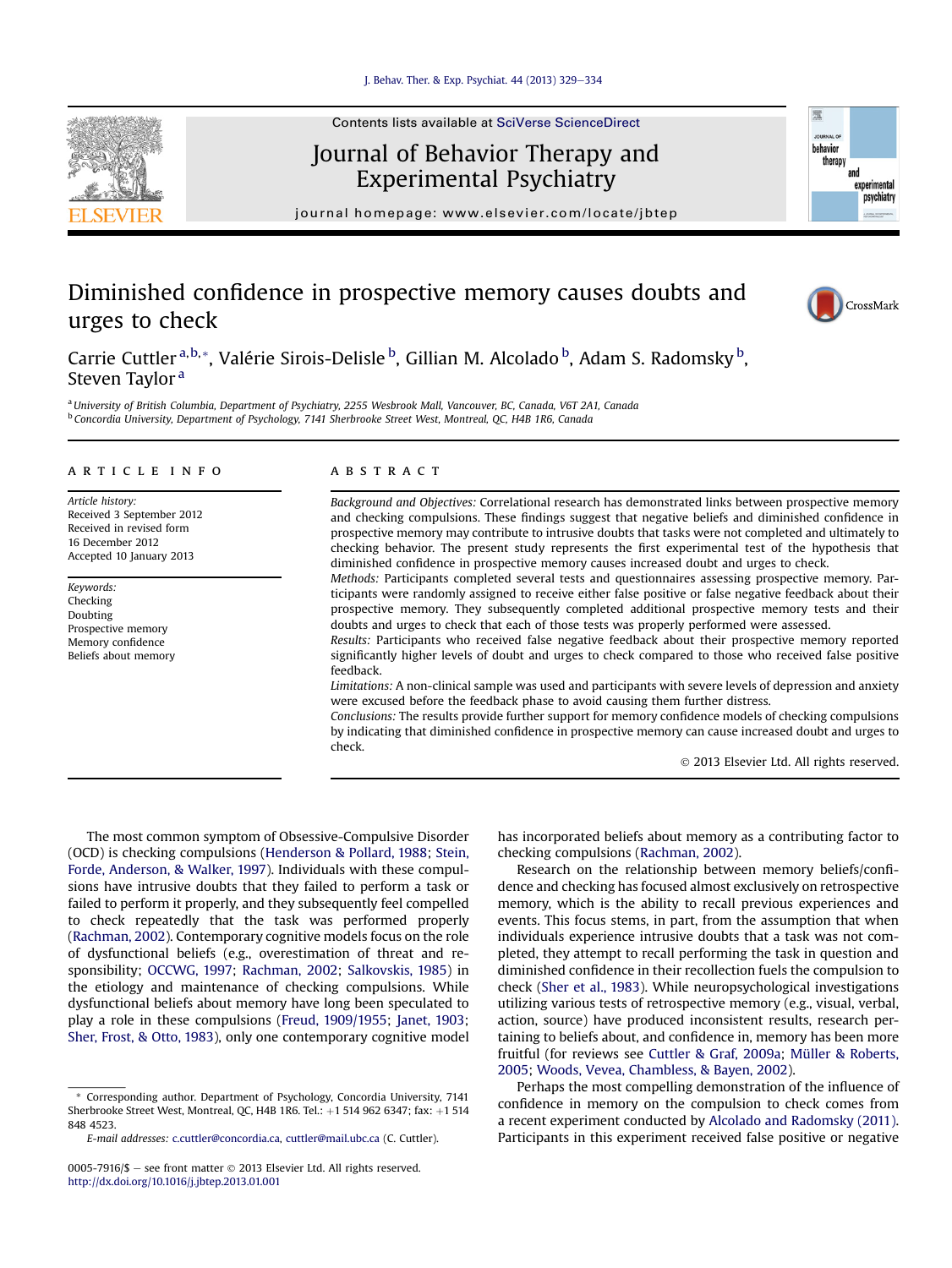# Diminished confidence in prospective memory causes doubts and urges to check

Carrie Cuttler[a,b,*], Valérie Sirois-Delisle[b], Gillian M. Alcolado[b], Adam S. Radomsky[b], Steven Taylor[a]

[a] University of British Columbia, Department of Psychiatry, 2255 Wesbrook Mall, Vancouver, BC, Canada, V6T 2A1, Canada
[b] Concordia University, Department of Psychology, 7141 Sherbrooke Street West, Montreal, QC, H4B 1R6, Canada

## ARTICLE INFO

*Article history:*
Received 3 September 2012
Received in revised form 16 December 2012
Accepted 10 January 2013

*Keywords:*
Checking
Doubting
Prospective memory
Memory confidence
Beliefs about memory

## ABSTRACT

*Background and Objectives:* Correlational research has demonstrated links between prospective memory and checking compulsions. These findings suggest that negative beliefs and diminished confidence in prospective memory may contribute to intrusive doubts that tasks were not completed and ultimately to checking behavior. The present study represents the first experimental test of the hypothesis that diminished confidence in prospective memory causes increased doubt and urges to check.

*Methods:* Participants completed several tests and questionnaires assessing prospective memory. Participants were randomly assigned to receive either false positive or false negative feedback about their prospective memory. They subsequently completed additional prospective memory tests and their doubts and urges to check that each of those tests was properly performed were assessed.

*Results:* Participants who received false negative feedback about their prospective memory reported significantly higher levels of doubt and urges to check compared to those who received false positive feedback.

*Limitations:* A non-clinical sample was used and participants with severe levels of depression and anxiety were excused before the feedback phase to avoid causing them further distress.

*Conclusions:* The results provide further support for memory confidence models of checking compulsions by indicating that diminished confidence in prospective memory can cause increased doubt and urges to check.

© 2013 Elsevier Ltd. All rights reserved.

The most common symptom of Obsessive-Compulsive Disorder (OCD) is checking compulsions (Henderson & Pollard, 1988; Stein, Forde, Anderson, & Walker, 1997). Individuals with these compulsions have intrusive doubts that they failed to perform a task or failed to perform it properly, and they subsequently feel compelled to check repeatedly that the task was performed properly (Rachman, 2002). Contemporary cognitive models focus on the role of dysfunctional beliefs (e.g., overestimation of threat and responsibility; OCCWG, 1997; Rachman, 2002; Salkovskis, 1985) in the etiology and maintenance of checking compulsions. While dysfunctional beliefs about memory have long been speculated to play a role in these compulsions (Freud, 1909/1955; Janet, 1903; Sher, Frost, & Otto, 1983), only one contemporary cognitive model has incorporated beliefs about memory as a contributing factor to checking compulsions (Rachman, 2002).

Research on the relationship between memory beliefs/confidence and checking has focused almost exclusively on retrospective memory, which is the ability to recall previous experiences and events. This focus stems, in part, from the assumption that when individuals experience intrusive doubts that a task was not completed, they attempt to recall performing the task in question and diminished confidence in their recollection fuels the compulsion to check (Sher et al., 1983). While neuropsychological investigations utilizing various tests of retrospective memory (e.g., visual, verbal, action, source) have produced inconsistent results, research pertaining to beliefs about, and confidence in, memory has been more fruitful (for reviews see Cuttler & Graf, 2009a; Müller & Roberts, 2005; Woods, Vevea, Chambless, & Bayen, 2002).

Perhaps the most compelling demonstration of the influence of confidence in memory on the compulsion to check comes from a recent experiment conducted by Alcolado and Radomsky (2011). Participants in this experiment received false positive or negative

* Corresponding author. Department of Psychology, Concordia University, 7141 Sherbrooke Street West, Montreal, QC, H4B 1R6, Canada. Tel.: +1 514 962 6347; fax: +1 514 848 4523.
*E-mail addresses:* c.cuttler@concordia.ca, cuttler@mail.ubc.ca (C. Cuttler).

0005-7916/$ – see front matter © 2013 Elsevier Ltd. All rights reserved.
http://dx.doi.org/10.1016/j.jbtep.2013.01.001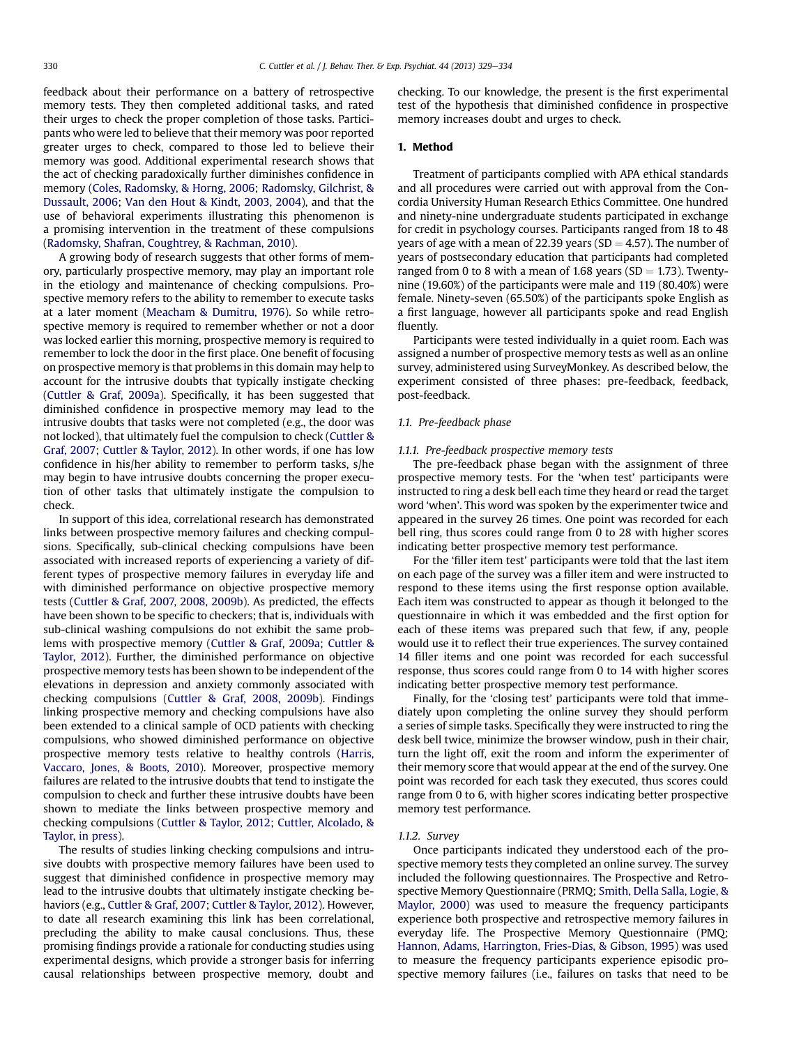feedback about their performance on a battery of retrospective memory tests. They then completed additional tasks, and rated their urges to check the proper completion of those tasks. Participants who were led to believe that their memory was poor reported greater urges to check, compared to those led to believe their memory was good. Additional experimental research shows that the act of checking paradoxically further diminishes confidence in memory (Coles, Radomsky, & Horng, 2006; Radomsky, Gilchrist, & Dussault, 2006; Van den Hout & Kindt, 2003, 2004), and that the use of behavioral experiments illustrating this phenomenon is a promising intervention in the treatment of these compulsions (Radomsky, Shafran, Coughtrey, & Rachman, 2010).

A growing body of research suggests that other forms of memory, particularly prospective memory, may play an important role in the etiology and maintenance of checking compulsions. Prospective memory refers to the ability to remember to execute tasks at a later moment (Meacham & Dumitru, 1976). So while retrospective memory is required to remember whether or not a door was locked earlier this morning, prospective memory is required to remember to lock the door in the first place. One benefit of focusing on prospective memory is that problems in this domain may help to account for the intrusive doubts that typically instigate checking (Cuttler & Graf, 2009a). Specifically, it has been suggested that diminished confidence in prospective memory may lead to the intrusive doubts that tasks were not completed (e.g., the door was not locked), that ultimately fuel the compulsion to check (Cuttler & Graf, 2007; Cuttler & Taylor, 2012). In other words, if one has low confidence in his/her ability to remember to perform tasks, s/he may begin to have intrusive doubts concerning the proper execution of other tasks that ultimately instigate the compulsion to check.

In support of this idea, correlational research has demonstrated links between prospective memory failures and checking compulsions. Specifically, sub-clinical checking compulsions have been associated with increased reports of experiencing a variety of different types of prospective memory failures in everyday life and with diminished performance on objective prospective memory tests (Cuttler & Graf, 2007, 2008, 2009b). As predicted, the effects have been shown to be specific to checkers; that is, individuals with sub-clinical washing compulsions do not exhibit the same problems with prospective memory (Cuttler & Graf, 2009a; Cuttler & Taylor, 2012). Further, the diminished performance on objective prospective memory tests has been shown to be independent of the elevations in depression and anxiety commonly associated with checking compulsions (Cuttler & Graf, 2008, 2009b). Findings linking prospective memory and checking compulsions have also been extended to a clinical sample of OCD patients with checking compulsions, who showed diminished performance on objective prospective memory tests relative to healthy controls (Harris, Vaccaro, Jones, & Boots, 2010). Moreover, prospective memory failures are related to the intrusive doubts that tend to instigate the compulsion to check and further these intrusive doubts have been shown to mediate the links between prospective memory and checking compulsions (Cuttler & Taylor, 2012; Cuttler, Alcolado, & Taylor, in press).

The results of studies linking checking compulsions and intrusive doubts with prospective memory failures have been used to suggest that diminished confidence in prospective memory may lead to the intrusive doubts that ultimately instigate checking behaviors (e.g., Cuttler & Graf, 2007; Cuttler & Taylor, 2012). However, to date all research examining this link has been correlational, precluding the ability to make causal conclusions. Thus, these promising findings provide a rationale for conducting studies using experimental designs, which provide a stronger basis for inferring causal relationships between prospective memory, doubt and checking. To our knowledge, the present is the first experimental test of the hypothesis that diminished confidence in prospective memory increases doubt and urges to check.

# 1. Method

Treatment of participants complied with APA ethical standards and all procedures were carried out with approval from the Concordia University Human Research Ethics Committee. One hundred and ninety-nine undergraduate students participated in exchange for credit in psychology courses. Participants ranged from 18 to 48 years of age with a mean of 22.39 years (SD = 4.57). The number of years of postsecondary education that participants had completed ranged from 0 to 8 with a mean of 1.68 years (SD = 1.73). Twenty-nine (19.60%) of the participants were male and 119 (80.40%) were female. Ninety-seven (65.50%) of the participants spoke English as a first language, however all participants spoke and read English fluently.

Participants were tested individually in a quiet room. Each was assigned a number of prospective memory tests as well as an online survey, administered using SurveyMonkey. As described below, the experiment consisted of three phases: pre-feedback, feedback, post-feedback.

## 1.1. Pre-feedback phase

### 1.1.1. Pre-feedback prospective memory tests

The pre-feedback phase began with the assignment of three prospective memory tests. For the 'when test' participants were instructed to ring a desk bell each time they heard or read the target word 'when'. This word was spoken by the experimenter twice and appeared in the survey 26 times. One point was recorded for each bell ring, thus scores could range from 0 to 28 with higher scores indicating better prospective memory test performance.

For the 'filler item test' participants were told that the last item on each page of the survey was a filler item and were instructed to respond to these items using the first response option available. Each item was constructed to appear as though it belonged to the questionnaire in which it was embedded and the first option for each of these items was prepared such that few, if any, people would use it to reflect their true experiences. The survey contained 14 filler items and one point was recorded for each successful response, thus scores could range from 0 to 14 with higher scores indicating better prospective memory test performance.

Finally, for the 'closing test' participants were told that immediately upon completing the online survey they should perform a series of simple tasks. Specifically they were instructed to ring the desk bell twice, minimize the browser window, push in their chair, turn the light off, exit the room and inform the experimenter of their memory score that would appear at the end of the survey. One point was recorded for each task they executed, thus scores could range from 0 to 6, with higher scores indicating better prospective memory test performance.

### 1.1.2. Survey

Once participants indicated they understood each of the prospective memory tests they completed an online survey. The survey included the following questionnaires. The Prospective and Retrospective Memory Questionnaire (PRMQ; Smith, Della Salla, Logie, & Maylor, 2000) was used to measure the frequency participants experience both prospective and retrospective memory failures in everyday life. The Prospective Memory Questionnaire (PMQ; Hannon, Adams, Harrington, Fries-Dias, & Gibson, 1995) was used to measure the frequency participants experience episodic prospective memory failures (i.e., failures on tasks that need to be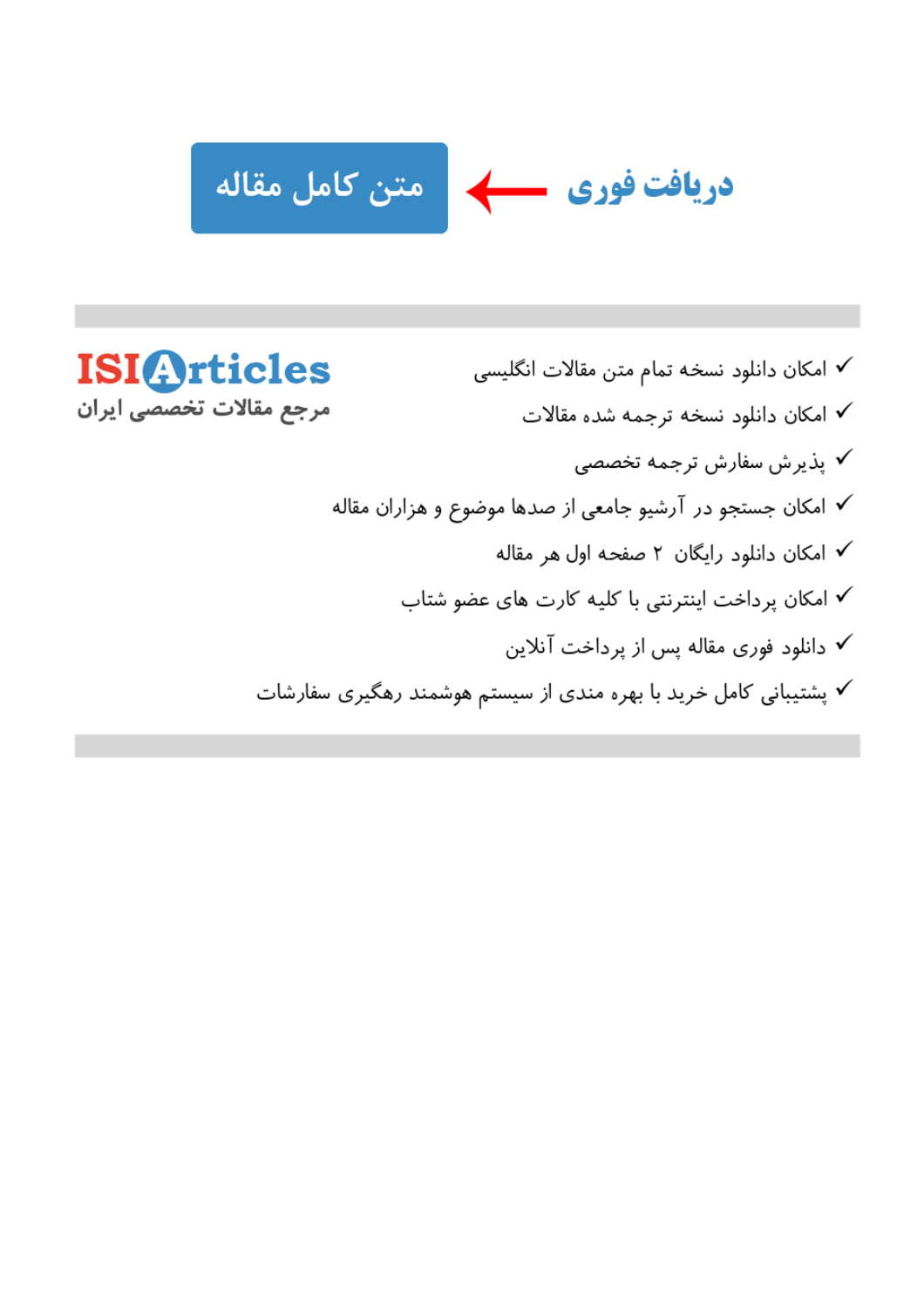دریافت فوری ← متن کامل مقاله

**ISIArticles**
مرجع مقالات تخصصی ایران

- ✓ امکان دانلود نسخه تمام متن مقالات انگلیسی
- ✓ امکان دانلود نسخه ترجمه شده مقالات
- ✓ پذیرش سفارش ترجمه تخصصی
- ✓ امکان جستجو در آرشیو جامعی از صدها موضوع و هزاران مقاله
- ✓ امکان دانلود رایگان ۲ صفحه اول هر مقاله
- ✓ امکان پرداخت اینترنتی با کلیه کارت های عضو شتاب
- ✓ دانلود فوری مقاله پس از پرداخت آنلاین
- ✓ پشتیبانی کامل خرید با بهره مندی از سیستم هوشمند رهگیری سفارشات